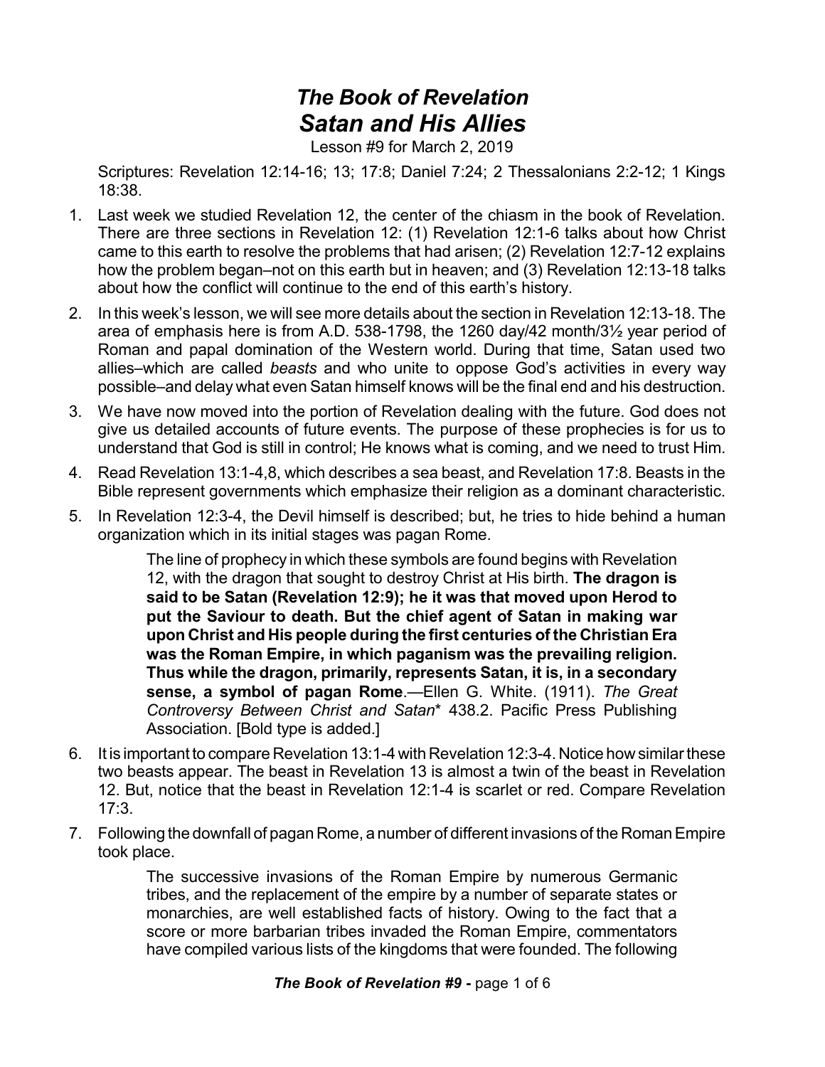# *The Book of Revelation*
# *Satan and His Allies*

Lesson #9 for March 2, 2019

Scriptures: Revelation 12:14-16; 13; 17:8; Daniel 7:24; 2 Thessalonians 2:2-12; 1 Kings 18:38.

1. Last week we studied Revelation 12, the center of the chiasm in the book of Revelation. There are three sections in Revelation 12: (1) Revelation 12:1-6 talks about how Christ came to this earth to resolve the problems that had arisen; (2) Revelation 12:7-12 explains how the problem began–not on this earth but in heaven; and (3) Revelation 12:13-18 talks about how the conflict will continue to the end of this earth's history.
2. In this week's lesson, we will see more details about the section in Revelation 12:13-18. The area of emphasis here is from A.D. 538-1798, the 1260 day/42 month/3½ year period of Roman and papal domination of the Western world. During that time, Satan used two allies–which are called *beasts* and who unite to oppose God's activities in every way possible–and delay what even Satan himself knows will be the final end and his destruction.
3. We have now moved into the portion of Revelation dealing with the future. God does not give us detailed accounts of future events. The purpose of these prophecies is for us to understand that God is still in control; He knows what is coming, and we need to trust Him.
4. Read Revelation 13:1-4,8, which describes a sea beast, and Revelation 17:8. Beasts in the Bible represent governments which emphasize their religion as a dominant characteristic.
5. In Revelation 12:3-4, the Devil himself is described; but, he tries to hide behind a human organization which in its initial stages was pagan Rome.

   > The line of prophecy in which these symbols are found begins with Revelation 12, with the dragon that sought to destroy Christ at His birth. **The dragon is said to be Satan (Revelation 12:9); he it was that moved upon Herod to put the Saviour to death. But the chief agent of Satan in making war upon Christ and His people during the first centuries of the Christian Era was the Roman Empire, in which paganism was the prevailing religion. Thus while the dragon, primarily, represents Satan, it is, in a secondary sense, a symbol of pagan Rome**.—Ellen G. White. (1911). *The Great Controversy Between Christ and Satan*\* 438.2. Pacific Press Publishing Association. [Bold type is added.]

6. It is important to compare Revelation 13:1-4 with Revelation 12:3-4. Notice how similar these two beasts appear. The beast in Revelation 13 is almost a twin of the beast in Revelation 12. But, notice that the beast in Revelation 12:1-4 is scarlet or red. Compare Revelation 17:3.
7. Following the downfall of pagan Rome, a number of different invasions of the Roman Empire took place.

   > The successive invasions of the Roman Empire by numerous Germanic tribes, and the replacement of the empire by a number of separate states or monarchies, are well established facts of history. Owing to the fact that a score or more barbarian tribes invaded the Roman Empire, commentators have compiled various lists of the kingdoms that were founded. The following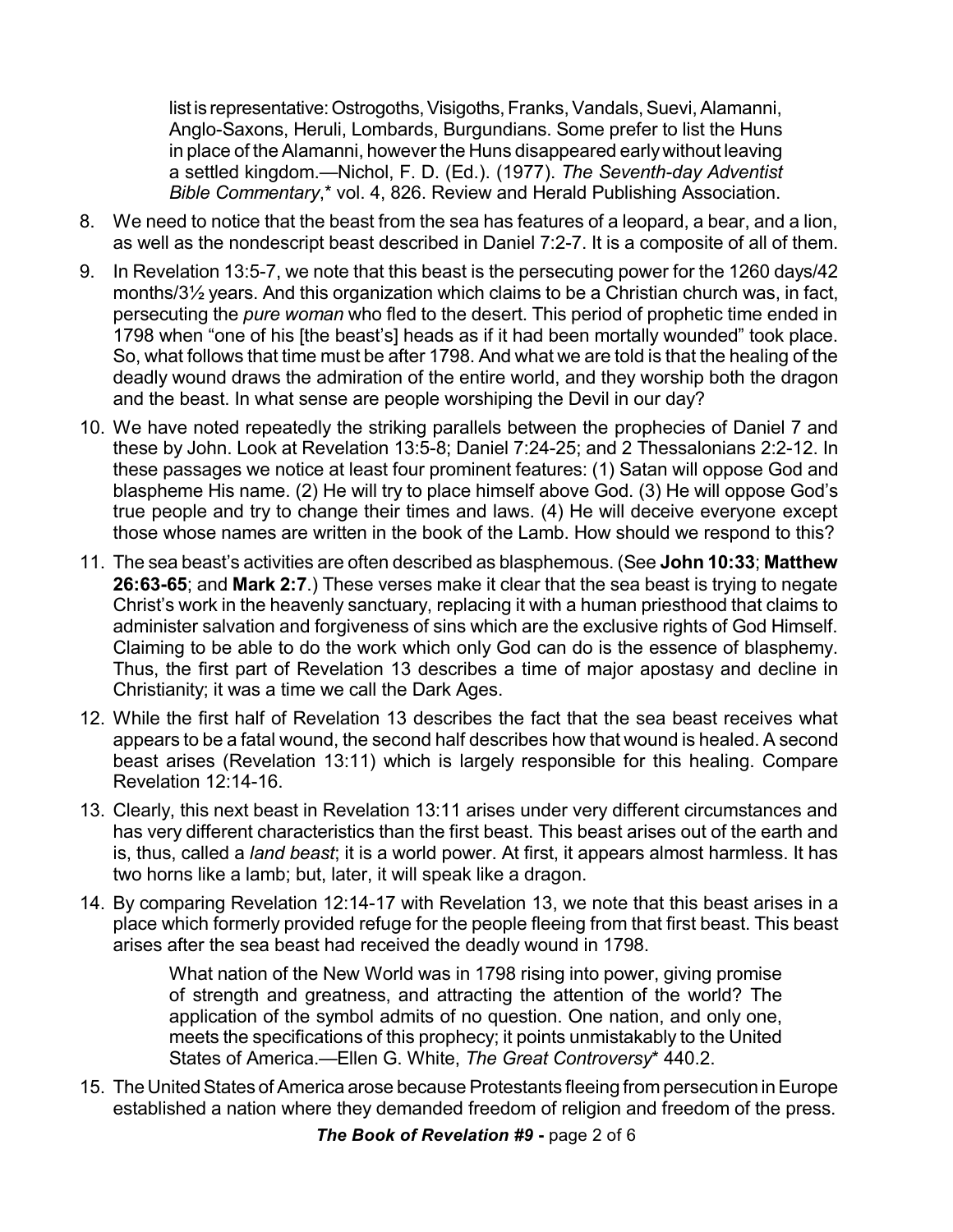list is representative: Ostrogoths, Visigoths, Franks, Vandals, Suevi, Alamanni, Anglo-Saxons, Heruli, Lombards, Burgundians. Some prefer to list the Huns in place of the Alamanni, however the Huns disappeared early without leaving a settled kingdom.—Nichol, F. D. (Ed.). (1977). *The Seventh-day Adventist Bible Commentary*,* vol. 4, 826. Review and Herald Publishing Association.

8. We need to notice that the beast from the sea has features of a leopard, a bear, and a lion, as well as the nondescript beast described in Daniel 7:2-7. It is a composite of all of them.
9. In Revelation 13:5-7, we note that this beast is the persecuting power for the 1260 days/42 months/3½ years. And this organization which claims to be a Christian church was, in fact, persecuting the *pure woman* who fled to the desert. This period of prophetic time ended in 1798 when "one of his [the beast's] heads as if it had been mortally wounded" took place. So, what follows that time must be after 1798. And what we are told is that the healing of the deadly wound draws the admiration of the entire world, and they worship both the dragon and the beast. In what sense are people worshiping the Devil in our day?
10. We have noted repeatedly the striking parallels between the prophecies of Daniel 7 and these by John. Look at Revelation 13:5-8; Daniel 7:24-25; and 2 Thessalonians 2:2-12. In these passages we notice at least four prominent features: (1) Satan will oppose God and blaspheme His name. (2) He will try to place himself above God. (3) He will oppose God's true people and try to change their times and laws. (4) He will deceive everyone except those whose names are written in the book of the Lamb. How should we respond to this?
11. The sea beast's activities are often described as blasphemous. (See **John 10:33**; **Matthew 26:63-65**; and **Mark 2:7**.) These verses make it clear that the sea beast is trying to negate Christ's work in the heavenly sanctuary, replacing it with a human priesthood that claims to administer salvation and forgiveness of sins which are the exclusive rights of God Himself. Claiming to be able to do the work which only God can do is the essence of blasphemy. Thus, the first part of Revelation 13 describes a time of major apostasy and decline in Christianity; it was a time we call the Dark Ages.
12. While the first half of Revelation 13 describes the fact that the sea beast receives what appears to be a fatal wound, the second half describes how that wound is healed. A second beast arises (Revelation 13:11) which is largely responsible for this healing. Compare Revelation 12:14-16.
13. Clearly, this next beast in Revelation 13:11 arises under very different circumstances and has very different characteristics than the first beast. This beast arises out of the earth and is, thus, called a *land beast*; it is a world power. At first, it appears almost harmless. It has two horns like a lamb; but, later, it will speak like a dragon.
14. By comparing Revelation 12:14-17 with Revelation 13, we note that this beast arises in a place which formerly provided refuge for the people fleeing from that first beast. This beast arises after the sea beast had received the deadly wound in 1798.

    What nation of the New World was in 1798 rising into power, giving promise of strength and greatness, and attracting the attention of the world? The application of the symbol admits of no question. One nation, and only one, meets the specifications of this prophecy; it points unmistakably to the United States of America.—Ellen G. White, *The Great Controversy** 440.2.

15. The United States of America arose because Protestants fleeing from persecution in Europe established a nation where they demanded freedom of religion and freedom of the press.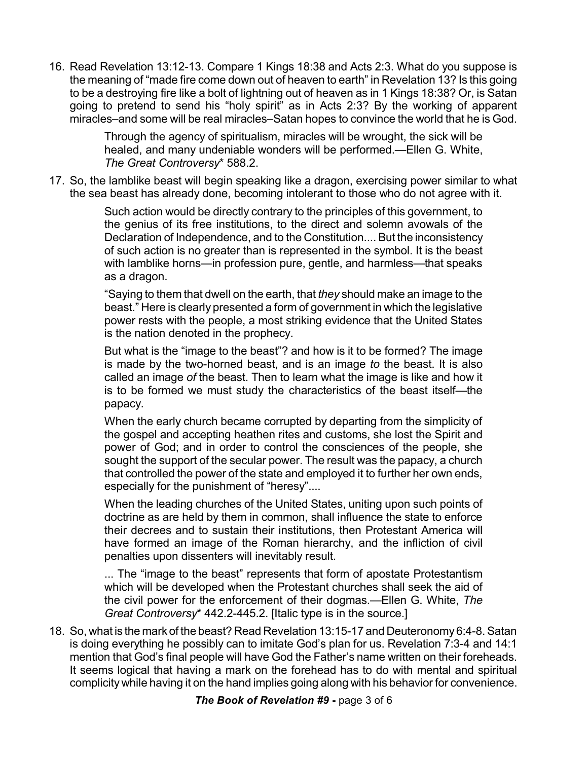16. Read Revelation 13:12-13. Compare 1 Kings 18:38 and Acts 2:3. What do you suppose is the meaning of "made fire come down out of heaven to earth" in Revelation 13? Is this going to be a destroying fire like a bolt of lightning out of heaven as in 1 Kings 18:38? Or, is Satan going to pretend to send his "holy spirit" as in Acts 2:3? By the working of apparent miracles–and some will be real miracles–Satan hopes to convince the world that he is God.

    > Through the agency of spiritualism, miracles will be wrought, the sick will be healed, and many undeniable wonders will be performed.—Ellen G. White, *The Great Controversy** 588.2.

17. So, the lamblike beast will begin speaking like a dragon, exercising power similar to what the sea beast has already done, becoming intolerant to those who do not agree with it.

    > Such action would be directly contrary to the principles of this government, to the genius of its free institutions, to the direct and solemn avowals of the Declaration of Independence, and to the Constitution.... But the inconsistency of such action is no greater than is represented in the symbol. It is the beast with lamblike horns—in profession pure, gentle, and harmless—that speaks as a dragon.
    >
    > "Saying to them that dwell on the earth, that *they* should make an image to the beast." Here is clearly presented a form of government in which the legislative power rests with the people, a most striking evidence that the United States is the nation denoted in the prophecy.
    >
    > But what is the "image to the beast"? and how is it to be formed? The image is made by the two-horned beast, and is an image *to* the beast. It is also called an image *of* the beast. Then to learn what the image is like and how it is to be formed we must study the characteristics of the beast itself—the papacy.
    >
    > When the early church became corrupted by departing from the simplicity of the gospel and accepting heathen rites and customs, she lost the Spirit and power of God; and in order to control the consciences of the people, she sought the support of the secular power. The result was the papacy, a church that controlled the power of the state and employed it to further her own ends, especially for the punishment of "heresy"....
    >
    > When the leading churches of the United States, uniting upon such points of doctrine as are held by them in common, shall influence the state to enforce their decrees and to sustain their institutions, then Protestant America will have formed an image of the Roman hierarchy, and the infliction of civil penalties upon dissenters will inevitably result.
    >
    > ... The "image to the beast" represents that form of apostate Protestantism which will be developed when the Protestant churches shall seek the aid of the civil power for the enforcement of their dogmas.—Ellen G. White, *The Great Controversy** 442.2-445.2. [Italic type is in the source.]

18. So, what is the mark of the beast? Read Revelation 13:15-17 and Deuteronomy 6:4-8. Satan is doing everything he possibly can to imitate God's plan for us. Revelation 7:3-4 and 14:1 mention that God's final people will have God the Father's name written on their foreheads. It seems logical that having a mark on the forehead has to do with mental and spiritual complicity while having it on the hand implies going along with his behavior for convenience.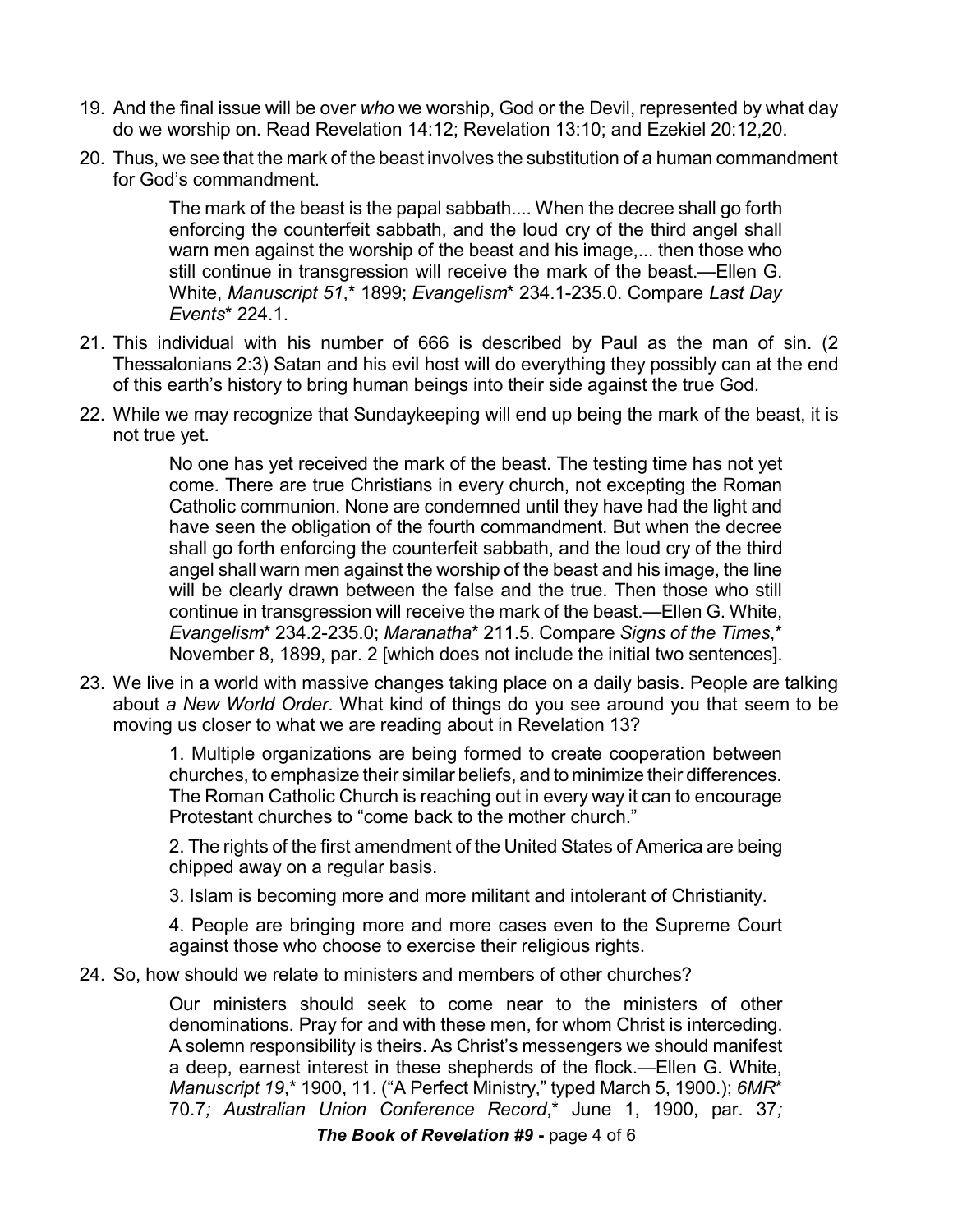19. And the final issue will be over *who* we worship, God or the Devil, represented by what day do we worship on. Read Revelation 14:12; Revelation 13:10; and Ezekiel 20:12,20.

20. Thus, we see that the mark of the beast involves the substitution of a human commandment for God's commandment.

    > The mark of the beast is the papal sabbath.... When the decree shall go forth enforcing the counterfeit sabbath, and the loud cry of the third angel shall warn men against the worship of the beast and his image,... then those who still continue in transgression will receive the mark of the beast.—Ellen G. White, *Manuscript 51*,* 1899; *Evangelism** 234.1-235.0. Compare *Last Day Events** 224.1.

21. This individual with his number of 666 is described by Paul as the man of sin. (2 Thessalonians 2:3) Satan and his evil host will do everything they possibly can at the end of this earth's history to bring human beings into their side against the true God.

22. While we may recognize that Sundaykeeping will end up being the mark of the beast, it is not true yet.

    > No one has yet received the mark of the beast. The testing time has not yet come. There are true Christians in every church, not excepting the Roman Catholic communion. None are condemned until they have had the light and have seen the obligation of the fourth commandment. But when the decree shall go forth enforcing the counterfeit sabbath, and the loud cry of the third angel shall warn men against the worship of the beast and his image, the line will be clearly drawn between the false and the true. Then those who still continue in transgression will receive the mark of the beast.—Ellen G. White, *Evangelism** 234.2-235.0; *Maranatha** 211.5. Compare *Signs of the Times*,* November 8, 1899, par. 2 [which does not include the initial two sentences].

23. We live in a world with massive changes taking place on a daily basis. People are talking about *a New World Order*. What kind of things do you see around you that seem to be moving us closer to what we are reading about in Revelation 13?

    > 1. Multiple organizations are being formed to create cooperation between churches, to emphasize their similar beliefs, and to minimize their differences. The Roman Catholic Church is reaching out in every way it can to encourage Protestant churches to "come back to the mother church."
    >
    > 2. The rights of the first amendment of the United States of America are being chipped away on a regular basis.
    >
    > 3. Islam is becoming more and more militant and intolerant of Christianity.
    >
    > 4. People are bringing more and more cases even to the Supreme Court against those who choose to exercise their religious rights.

24. So, how should we relate to ministers and members of other churches?

    > Our ministers should seek to come near to the ministers of other denominations. Pray for and with these men, for whom Christ is interceding. A solemn responsibility is theirs. As Christ's messengers we should manifest a deep, earnest interest in these shepherds of the flock.—Ellen G. White, *Manuscript 19*,* 1900, 11. ("A Perfect Ministry," typed March 5, 1900.); *6MR** 70.7*;* *Australian Union Conference Record*,* June 1, 1900, par. 37*;*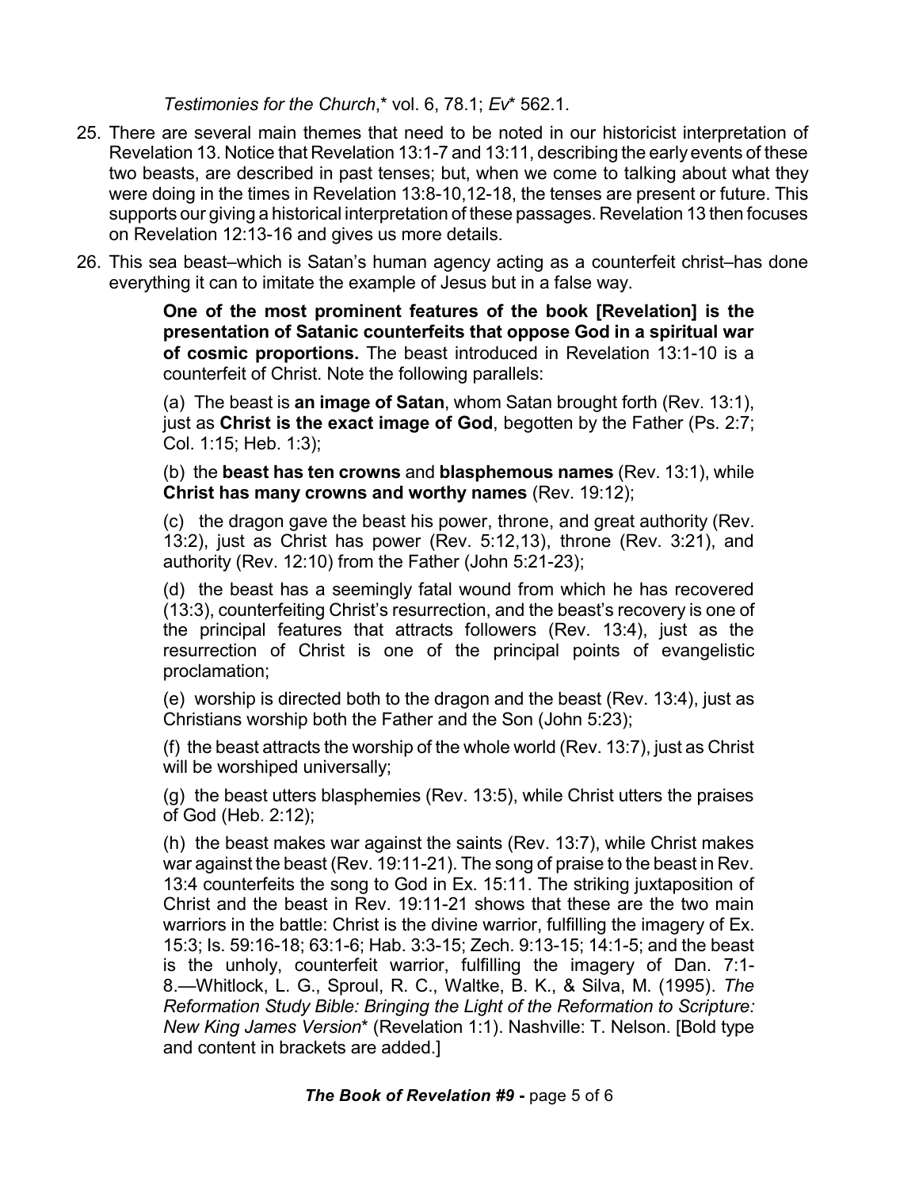*Testimonies for the Church*,* vol. 6, 78.1; *Ev** 562.1.

25. There are several main themes that need to be noted in our historicist interpretation of Revelation 13. Notice that Revelation 13:1-7 and 13:11, describing the early events of these two beasts, are described in past tenses; but, when we come to talking about what they were doing in the times in Revelation 13:8-10,12-18, the tenses are present or future. This supports our giving a historical interpretation of these passages. Revelation 13 then focuses on Revelation 12:13-16 and gives us more details.

26. This sea beast–which is Satan's human agency acting as a counterfeit christ–has done everything it can to imitate the example of Jesus but in a false way.

> **One of the most prominent features of the book [Revelation] is the presentation of Satanic counterfeits that oppose God in a spiritual war of cosmic proportions.** The beast introduced in Revelation 13:1-10 is a counterfeit of Christ. Note the following parallels:
>
> (a) The beast is **an image of Satan**, whom Satan brought forth (Rev. 13:1), just as **Christ is the exact image of God**, begotten by the Father (Ps. 2:7; Col. 1:15; Heb. 1:3);
>
> (b) the **beast has ten crowns** and **blasphemous names** (Rev. 13:1), while **Christ has many crowns and worthy names** (Rev. 19:12);
>
> (c) the dragon gave the beast his power, throne, and great authority (Rev. 13:2), just as Christ has power (Rev. 5:12,13), throne (Rev. 3:21), and authority (Rev. 12:10) from the Father (John 5:21-23);
>
> (d) the beast has a seemingly fatal wound from which he has recovered (13:3), counterfeiting Christ's resurrection, and the beast's recovery is one of the principal features that attracts followers (Rev. 13:4), just as the resurrection of Christ is one of the principal points of evangelistic proclamation;
>
> (e) worship is directed both to the dragon and the beast (Rev. 13:4), just as Christians worship both the Father and the Son (John 5:23);
>
> (f) the beast attracts the worship of the whole world (Rev. 13:7), just as Christ will be worshiped universally;
>
> (g) the beast utters blasphemies (Rev. 13:5), while Christ utters the praises of God (Heb. 2:12);
>
> (h) the beast makes war against the saints (Rev. 13:7), while Christ makes war against the beast (Rev. 19:11-21). The song of praise to the beast in Rev. 13:4 counterfeits the song to God in Ex. 15:11. The striking juxtaposition of Christ and the beast in Rev. 19:11-21 shows that these are the two main warriors in the battle: Christ is the divine warrior, fulfilling the imagery of Ex. 15:3; Is. 59:16-18; 63:1-6; Hab. 3:3-15; Zech. 9:13-15; 14:1-5; and the beast is the unholy, counterfeit warrior, fulfilling the imagery of Dan. 7:1-8.—Whitlock, L. G., Sproul, R. C., Waltke, B. K., & Silva, M. (1995). *The Reformation Study Bible: Bringing the Light of the Reformation to Scripture: New King James Version** (Revelation 1:1). Nashville: T. Nelson. [Bold type and content in brackets are added.]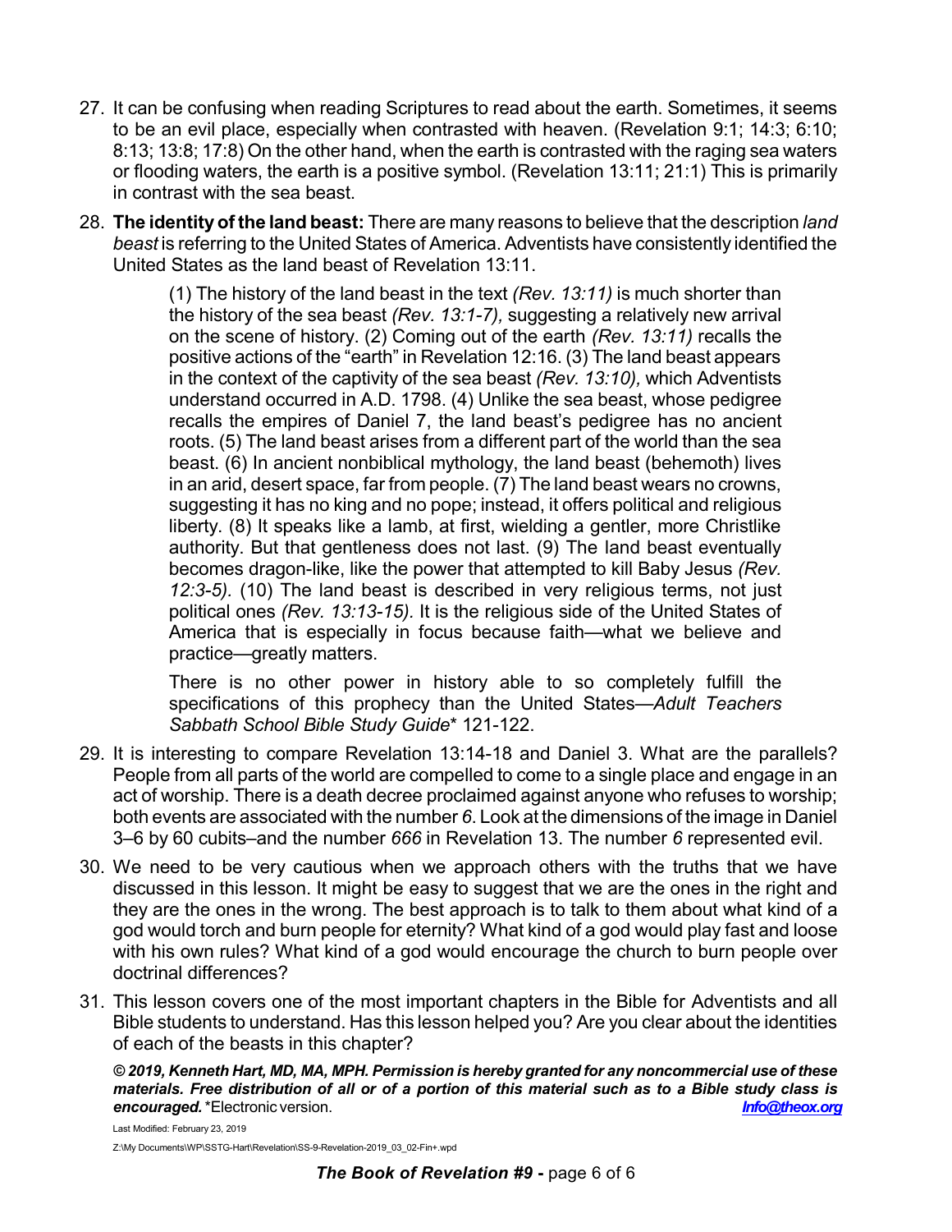27. It can be confusing when reading Scriptures to read about the earth. Sometimes, it seems to be an evil place, especially when contrasted with heaven. (Revelation 9:1; 14:3; 6:10; 8:13; 13:8; 17:8) On the other hand, when the earth is contrasted with the raging sea waters or flooding waters, the earth is a positive symbol. (Revelation 13:11; 21:1) This is primarily in contrast with the sea beast.

28. **The identity of the land beast:** There are many reasons to believe that the description *land beast* is referring to the United States of America. Adventists have consistently identified the United States as the land beast of Revelation 13:11.

    > (1) The history of the land beast in the text *(Rev. 13:11)* is much shorter than the history of the sea beast *(Rev. 13:1-7),* suggesting a relatively new arrival on the scene of history. (2) Coming out of the earth *(Rev. 13:11)* recalls the positive actions of the "earth" in Revelation 12:16. (3) The land beast appears in the context of the captivity of the sea beast *(Rev. 13:10),* which Adventists understand occurred in A.D. 1798. (4) Unlike the sea beast, whose pedigree recalls the empires of Daniel 7, the land beast's pedigree has no ancient roots. (5) The land beast arises from a different part of the world than the sea beast. (6) In ancient nonbiblical mythology, the land beast (behemoth) lives in an arid, desert space, far from people. (7) The land beast wears no crowns, suggesting it has no king and no pope; instead, it offers political and religious liberty. (8) It speaks like a lamb, at first, wielding a gentler, more Christlike authority. But that gentleness does not last. (9) The land beast eventually becomes dragon-like, like the power that attempted to kill Baby Jesus *(Rev. 12:3-5).* (10) The land beast is described in very religious terms, not just political ones *(Rev. 13:13-15).* It is the religious side of the United States of America that is especially in focus because faith—what we believe and practice—greatly matters.
    >
    > There is no other power in history able to so completely fulfill the specifications of this prophecy than the United States—*Adult Teachers Sabbath School Bible Study Guide*\* 121-122.

29. It is interesting to compare Revelation 13:14-18 and Daniel 3. What are the parallels? People from all parts of the world are compelled to come to a single place and engage in an act of worship. There is a death decree proclaimed against anyone who refuses to worship; both events are associated with the number *6*. Look at the dimensions of the image in Daniel 3–6 by 60 cubits–and the number *666* in Revelation 13. The number *6* represented evil.

30. We need to be very cautious when we approach others with the truths that we have discussed in this lesson. It might be easy to suggest that we are the ones in the right and they are the ones in the wrong. The best approach is to talk to them about what kind of a god would torch and burn people for eternity? What kind of a god would play fast and loose with his own rules? What kind of a god would encourage the church to burn people over doctrinal differences?

31. This lesson covers one of the most important chapters in the Bible for Adventists and all Bible students to understand. Has this lesson helped you? Are you clear about the identities of each of the beasts in this chapter?

***© 2019, Kenneth Hart, MD, MA, MPH. Permission is hereby granted for any noncommercial use of these materials. Free distribution of all or of a portion of this material such as to a Bible study class is encouraged.*** \*Electronic version. ***Info@theox.org***

Last Modified: February 23, 2019

Z:\My Documents\WP\SSTG-Hart\Revelation\SS-9-Revelation-2019_03_02-Fin+.wpd